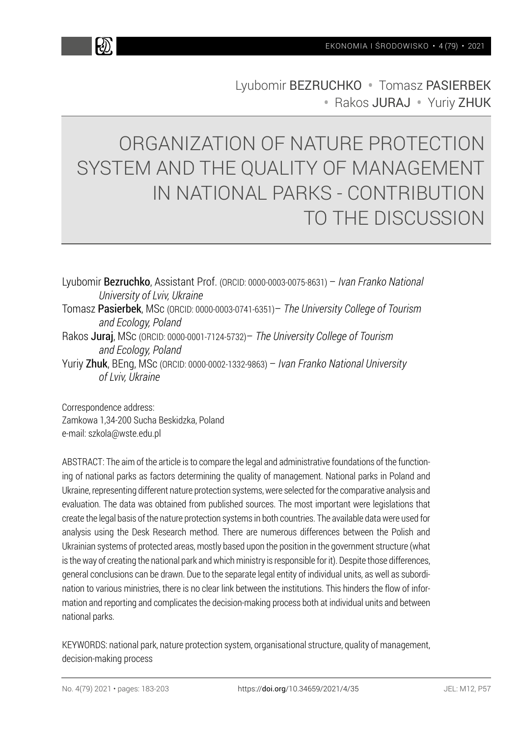Lyubomir **BEZRUCHKO** • Tomasz **PASIERBEK** • Rakos **JURAJ** • Yuriy **ZHUK**

# ORGANIZATION OF NATURE PROTECTION SYSTEM AND THE QUALITY OF MANAGEMENT IN NATIONAL PARKS - CONTRIBUTION TO THE DISCUSSION

Lyubomir **Bezruchko**, Assistant Prof. (ORCID: 0000-0003-0075-8631) – *Ivan Franko National University of Lviv, Ukraine*

Tomasz **Pasierbek**, MSc (ORCID: 0000-0003-0741-6351)– *The University College of Tourism and Ecology, Poland*

Rakos **Juraj**, MSc (ORCID: 0000-0001-7124-5732)– *The University College of Tourism and Ecology, Poland*

Yuriy **Zhuk**, BEng, MSc (ORCID: 0000-0002-1332-9863) – *Ivan Franko National University of Lviv, Ukraine*

Correspondence address:
Zamkowa 1,34-200 Sucha Beskidzka, Poland
e-mail: szkola@wste.edu.pl

ABSTRACT: The aim of the article is to compare the legal and administrative foundations of the functioning of national parks as factors determining the quality of management. National parks in Poland and Ukraine, representing different nature protection systems, were selected for the comparative analysis and evaluation. The data was obtained from published sources. The most important were legislations that create the legal basis of the nature protection systems in both countries. The available data were used for analysis using the Desk Research method. There are numerous differences between the Polish and Ukrainian systems of protected areas, mostly based upon the position in the government structure (what is the way of creating the national park and which ministry is responsible for it). Despite those differences, general conclusions can be drawn. Due to the separate legal entity of individual units, as well as subordination to various ministries, there is no clear link between the institutions. This hinders the flow of information and reporting and complicates the decision-making process both at individual units and between national parks.

KEYWORDS: national park, nature protection system, organisational structure, quality of management, decision-making process

https://doi.org/10.34659/2021/4/35

JEL: M12, P57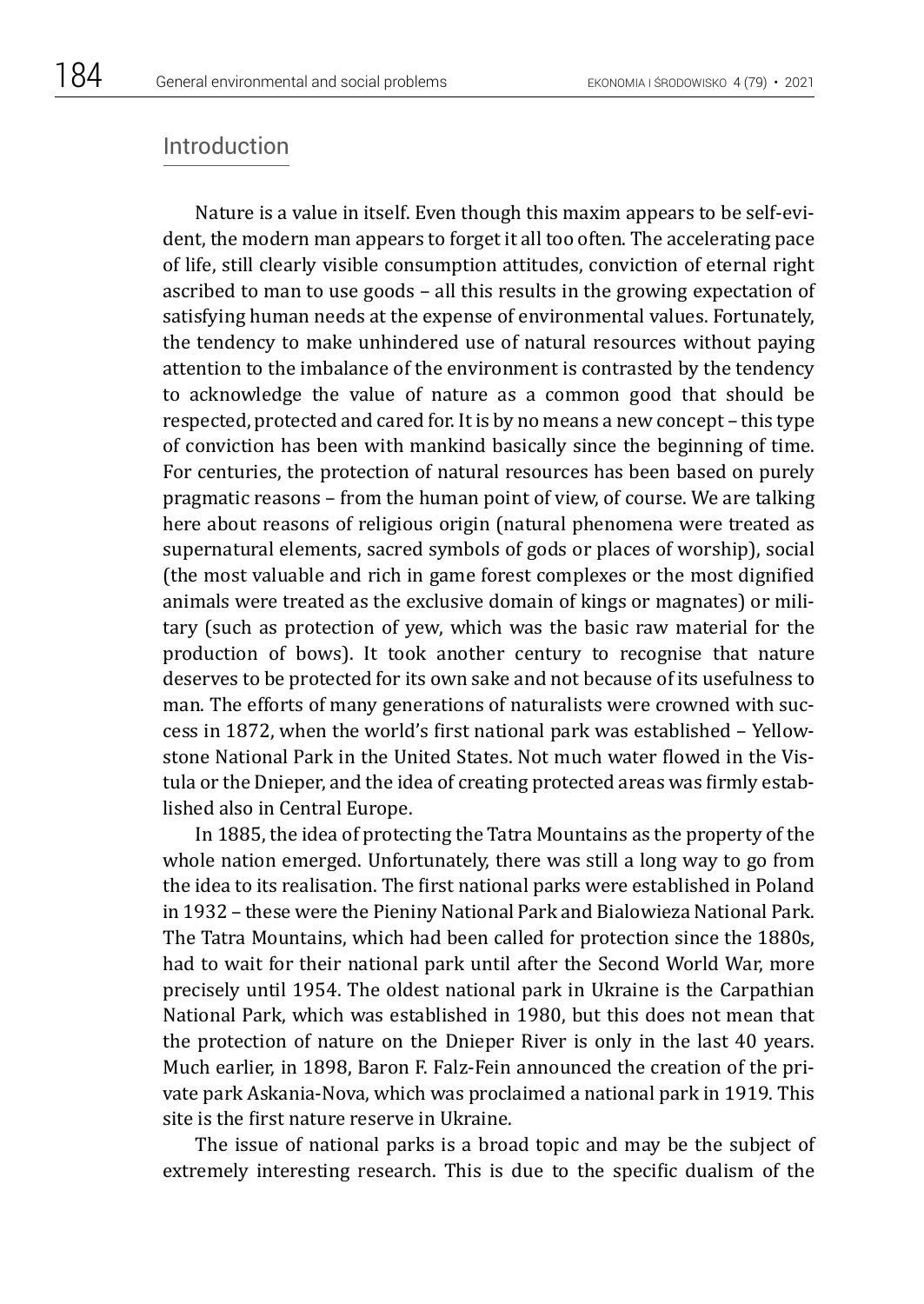## Introduction

Nature is a value in itself. Even though this maxim appears to be self-evident, the modern man appears to forget it all too often. The accelerating pace of life, still clearly visible consumption attitudes, conviction of eternal right ascribed to man to use goods – all this results in the growing expectation of satisfying human needs at the expense of environmental values. Fortunately, the tendency to make unhindered use of natural resources without paying attention to the imbalance of the environment is contrasted by the tendency to acknowledge the value of nature as a common good that should be respected, protected and cared for. It is by no means a new concept – this type of conviction has been with mankind basically since the beginning of time. For centuries, the protection of natural resources has been based on purely pragmatic reasons – from the human point of view, of course. We are talking here about reasons of religious origin (natural phenomena were treated as supernatural elements, sacred symbols of gods or places of worship), social (the most valuable and rich in game forest complexes or the most dignified animals were treated as the exclusive domain of kings or magnates) or military (such as protection of yew, which was the basic raw material for the production of bows). It took another century to recognise that nature deserves to be protected for its own sake and not because of its usefulness to man. The efforts of many generations of naturalists were crowned with success in 1872, when the world's first national park was established – Yellowstone National Park in the United States. Not much water flowed in the Vistula or the Dnieper, and the idea of creating protected areas was firmly established also in Central Europe.

In 1885, the idea of protecting the Tatra Mountains as the property of the whole nation emerged. Unfortunately, there was still a long way to go from the idea to its realisation. The first national parks were established in Poland in 1932 – these were the Pieniny National Park and Bialowieza National Park. The Tatra Mountains, which had been called for protection since the 1880s, had to wait for their national park until after the Second World War, more precisely until 1954. The oldest national park in Ukraine is the Carpathian National Park, which was established in 1980, but this does not mean that the protection of nature on the Dnieper River is only in the last 40 years. Much earlier, in 1898, Baron F. Falz-Fein announced the creation of the private park Askania-Nova, which was proclaimed a national park in 1919. This site is the first nature reserve in Ukraine.

The issue of national parks is a broad topic and may be the subject of extremely interesting research. This is due to the specific dualism of the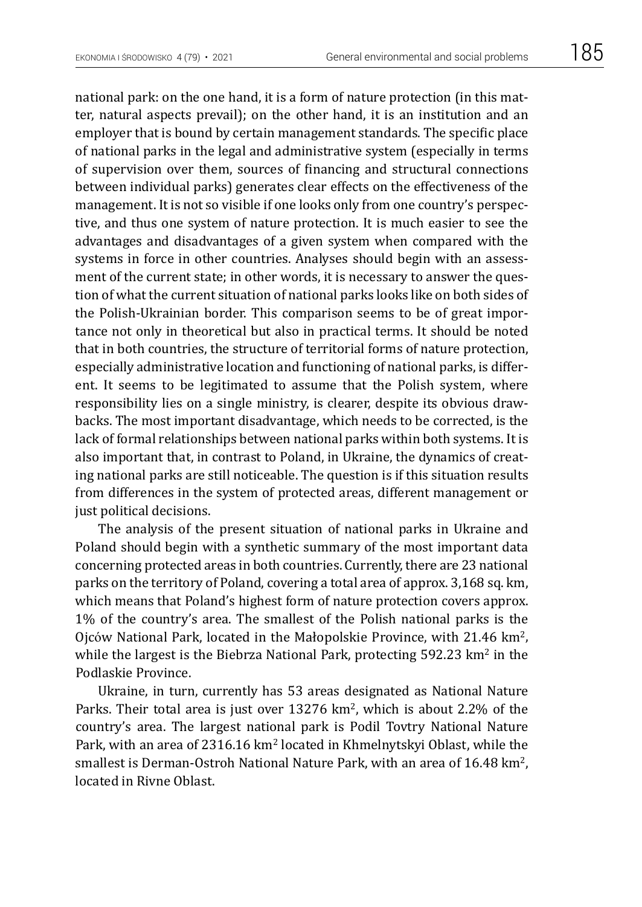national park: on the one hand, it is a form of nature protection (in this matter, natural aspects prevail); on the other hand, it is an institution and an employer that is bound by certain management standards. The specific place of national parks in the legal and administrative system (especially in terms of supervision over them, sources of financing and structural connections between individual parks) generates clear effects on the effectiveness of the management. It is not so visible if one looks only from one country's perspective, and thus one system of nature protection. It is much easier to see the advantages and disadvantages of a given system when compared with the systems in force in other countries. Analyses should begin with an assessment of the current state; in other words, it is necessary to answer the question of what the current situation of national parks looks like on both sides of the Polish-Ukrainian border. This comparison seems to be of great importance not only in theoretical but also in practical terms. It should be noted that in both countries, the structure of territorial forms of nature protection, especially administrative location and functioning of national parks, is different. It seems to be legitimated to assume that the Polish system, where responsibility lies on a single ministry, is clearer, despite its obvious drawbacks. The most important disadvantage, which needs to be corrected, is the lack of formal relationships between national parks within both systems. It is also important that, in contrast to Poland, in Ukraine, the dynamics of creating national parks are still noticeable. The question is if this situation results from differences in the system of protected areas, different management or just political decisions.

The analysis of the present situation of national parks in Ukraine and Poland should begin with a synthetic summary of the most important data concerning protected areas in both countries. Currently, there are 23 national parks on the territory of Poland, covering a total area of approx. 3,168 sq. km, which means that Poland's highest form of nature protection covers approx. 1% of the country's area. The smallest of the Polish national parks is the Ojców National Park, located in the Małopolskie Province, with 21.46 km$^2$, while the largest is the Biebrza National Park, protecting 592.23 km$^2$ in the Podlaskie Province.

Ukraine, in turn, currently has 53 areas designated as National Nature Parks. Their total area is just over 13276 km$^2$, which is about 2.2% of the country's area. The largest national park is Podil Tovtry National Nature Park, with an area of 2316.16 km$^2$ located in Khmelnytskyi Oblast, while the smallest is Derman-Ostroh National Nature Park, with an area of 16.48 km$^2$, located in Rivne Oblast.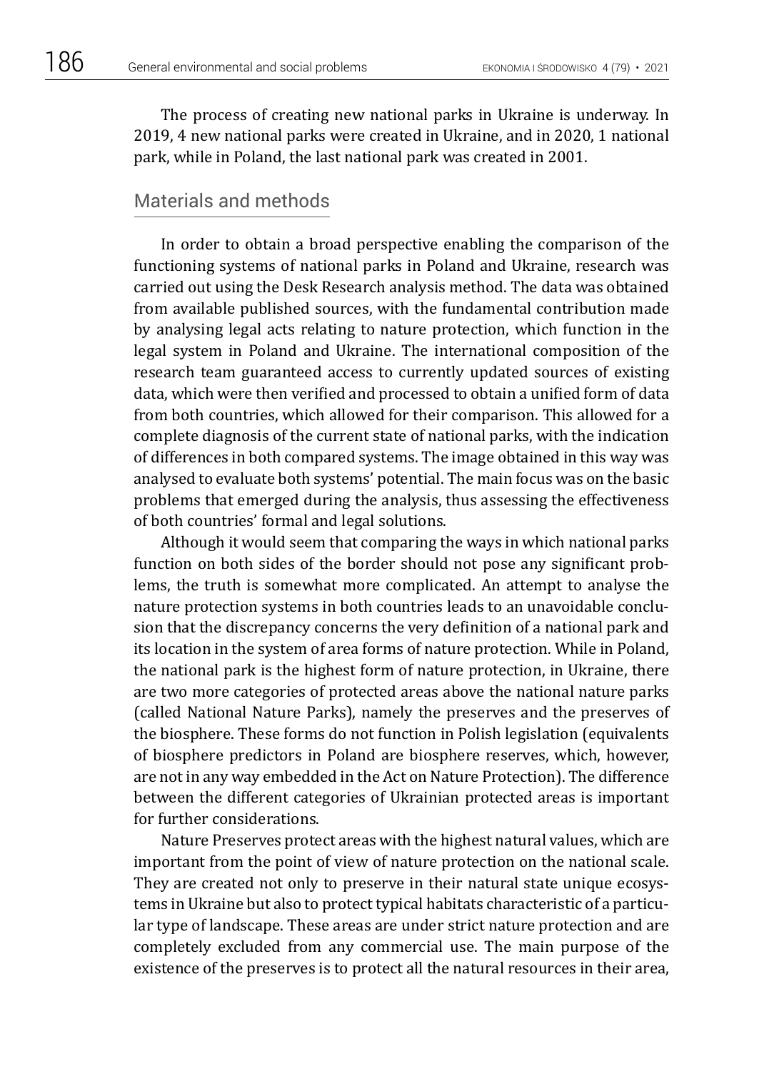The process of creating new national parks in Ukraine is underway. In 2019, 4 new national parks were created in Ukraine, and in 2020, 1 national park, while in Poland, the last national park was created in 2001.

## Materials and methods

In order to obtain a broad perspective enabling the comparison of the functioning systems of national parks in Poland and Ukraine, research was carried out using the Desk Research analysis method. The data was obtained from available published sources, with the fundamental contribution made by analysing legal acts relating to nature protection, which function in the legal system in Poland and Ukraine. The international composition of the research team guaranteed access to currently updated sources of existing data, which were then verified and processed to obtain a unified form of data from both countries, which allowed for their comparison. This allowed for a complete diagnosis of the current state of national parks, with the indication of differences in both compared systems. The image obtained in this way was analysed to evaluate both systems' potential. The main focus was on the basic problems that emerged during the analysis, thus assessing the effectiveness of both countries' formal and legal solutions.

Although it would seem that comparing the ways in which national parks function on both sides of the border should not pose any significant problems, the truth is somewhat more complicated. An attempt to analyse the nature protection systems in both countries leads to an unavoidable conclusion that the discrepancy concerns the very definition of a national park and its location in the system of area forms of nature protection. While in Poland, the national park is the highest form of nature protection, in Ukraine, there are two more categories of protected areas above the national nature parks (called National Nature Parks), namely the preserves and the preserves of the biosphere. These forms do not function in Polish legislation (equivalents of biosphere predictors in Poland are biosphere reserves, which, however, are not in any way embedded in the Act on Nature Protection). The difference between the different categories of Ukrainian protected areas is important for further considerations.

Nature Preserves protect areas with the highest natural values, which are important from the point of view of nature protection on the national scale. They are created not only to preserve in their natural state unique ecosystems in Ukraine but also to protect typical habitats characteristic of a particular type of landscape. These areas are under strict nature protection and are completely excluded from any commercial use. The main purpose of the existence of the preserves is to protect all the natural resources in their area,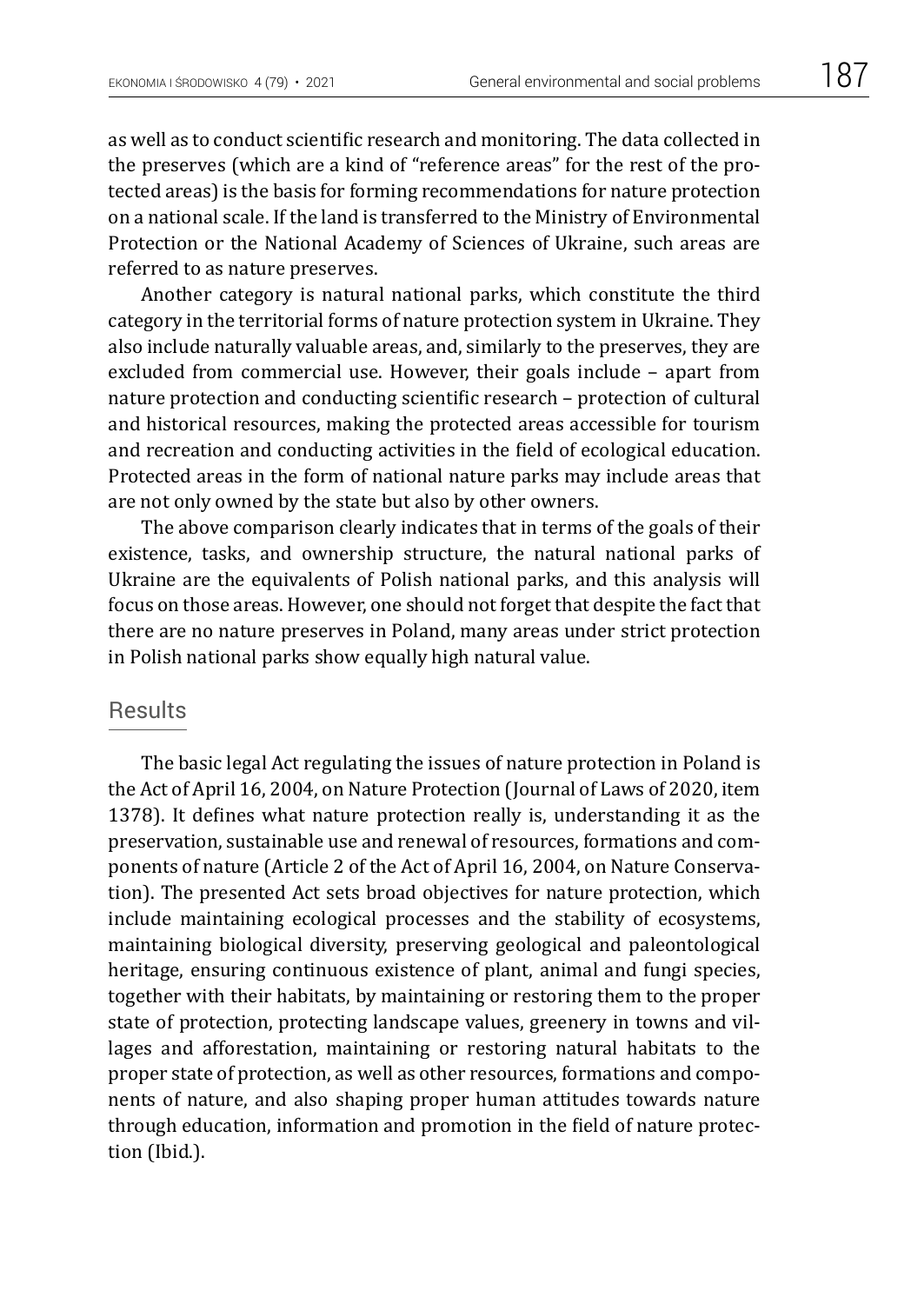as well as to conduct scientific research and monitoring. The data collected in the preserves (which are a kind of "reference areas" for the rest of the protected areas) is the basis for forming recommendations for nature protection on a national scale. If the land is transferred to the Ministry of Environmental Protection or the National Academy of Sciences of Ukraine, such areas are referred to as nature preserves.

Another category is natural national parks, which constitute the third category in the territorial forms of nature protection system in Ukraine. They also include naturally valuable areas, and, similarly to the preserves, they are excluded from commercial use. However, their goals include – apart from nature protection and conducting scientific research – protection of cultural and historical resources, making the protected areas accessible for tourism and recreation and conducting activities in the field of ecological education. Protected areas in the form of national nature parks may include areas that are not only owned by the state but also by other owners.

The above comparison clearly indicates that in terms of the goals of their existence, tasks, and ownership structure, the natural national parks of Ukraine are the equivalents of Polish national parks, and this analysis will focus on those areas. However, one should not forget that despite the fact that there are no nature preserves in Poland, many areas under strict protection in Polish national parks show equally high natural value.

## Results

The basic legal Act regulating the issues of nature protection in Poland is the Act of April 16, 2004, on Nature Protection (Journal of Laws of 2020, item 1378). It defines what nature protection really is, understanding it as the preservation, sustainable use and renewal of resources, formations and components of nature (Article 2 of the Act of April 16, 2004, on Nature Conservation). The presented Act sets broad objectives for nature protection, which include maintaining ecological processes and the stability of ecosystems, maintaining biological diversity, preserving geological and paleontological heritage, ensuring continuous existence of plant, animal and fungi species, together with their habitats, by maintaining or restoring them to the proper state of protection, protecting landscape values, greenery in towns and villages and afforestation, maintaining or restoring natural habitats to the proper state of protection, as well as other resources, formations and components of nature, and also shaping proper human attitudes towards nature through education, information and promotion in the field of nature protection (Ibid.).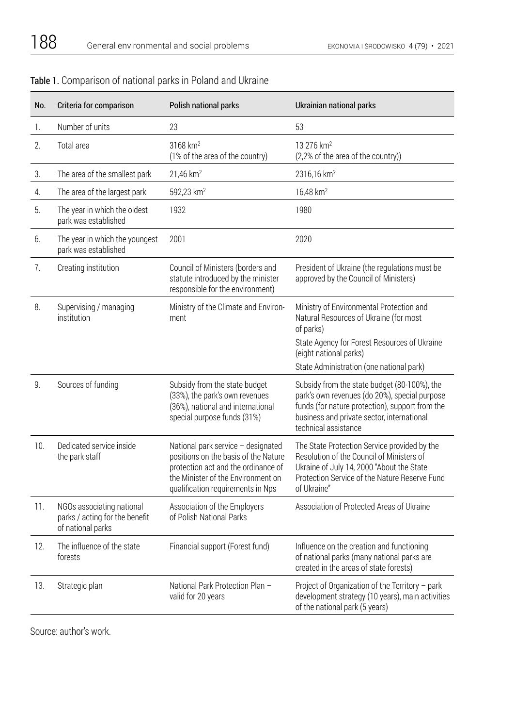**Table 1.** Comparison of national parks in Poland and Ukraine

| No. | Criteria for comparison | Polish national parks | Ukrainian national parks |
|---|---|---|---|
| 1. | Number of units | 23 | 53 |
| 2. | Total area | 3168 km$^2$ (1% of the area of the country) | 13 276 km$^2$ (2,2% of the area of the country)) |
| 3. | The area of the smallest park | 21,46 km$^2$ | 2316,16 km$^2$ |
| 4. | The area of the largest park | 592,23 km$^2$ | 16,48 km$^2$ |
| 5. | The year in which the oldest park was established | 1932 | 1980 |
| 6. | The year in which the youngest park was established | 2001 | 2020 |
| 7. | Creating institution | Council of Ministers (borders and statute introduced by the minister responsible for the environment) | President of Ukraine (the regulations must be approved by the Council of Ministers) |
| 8. | Supervising / managing institution | Ministry of the Climate and Environment | Ministry of Environmental Protection and Natural Resources of Ukraine (for most of parks)<br>State Agency for Forest Resources of Ukraine (eight national parks)<br>State Administration (one national park) |
| 9. | Sources of funding | Subsidy from the state budget (33%), the park's own revenues (36%), national and international special purpose funds (31%) | Subsidy from the state budget (80-100%), the park's own revenues (do 20%), special purpose funds (for nature protection), support from the business and private sector, international technical assistance |
| 10. | Dedicated service inside the park staff | National park service – designated positions on the basis of the Nature protection act and the ordinance of the Minister of the Environment on qualification requirements in Nps | The State Protection Service provided by the Resolution of the Council of Ministers of Ukraine of July 14, 2000 "About the State Protection Service of the Nature Reserve Fund of Ukraine" |
| 11. | NGOs associating national parks / acting for the benefit of national parks | Association of the Employers of Polish National Parks | Association of Protected Areas of Ukraine |
| 12. | The influence of the state forests | Financial support (Forest fund) | Influence on the creation and functioning of national parks (many national parks are created in the areas of state forests) |
| 13. | Strategic plan | National Park Protection Plan – valid for 20 years | Project of Organization of the Territory – park development strategy (10 years), main activities of the national park (5 years) |

Source: author's work.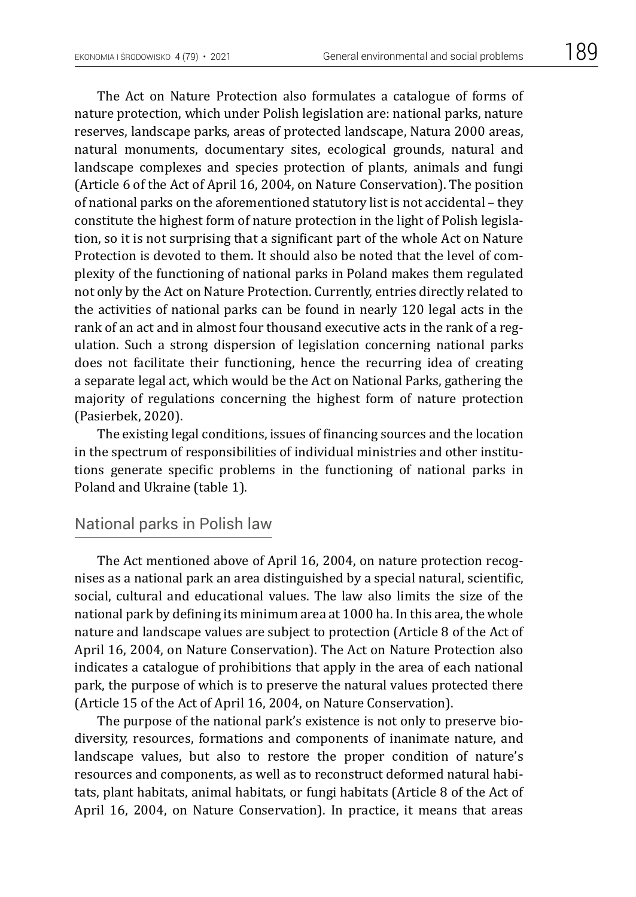The Act on Nature Protection also formulates a catalogue of forms of nature protection, which under Polish legislation are: national parks, nature reserves, landscape parks, areas of protected landscape, Natura 2000 areas, natural monuments, documentary sites, ecological grounds, natural and landscape complexes and species protection of plants, animals and fungi (Article 6 of the Act of April 16, 2004, on Nature Conservation). The position of national parks on the aforementioned statutory list is not accidental – they constitute the highest form of nature protection in the light of Polish legislation, so it is not surprising that a significant part of the whole Act on Nature Protection is devoted to them. It should also be noted that the level of complexity of the functioning of national parks in Poland makes them regulated not only by the Act on Nature Protection. Currently, entries directly related to the activities of national parks can be found in nearly 120 legal acts in the rank of an act and in almost four thousand executive acts in the rank of a regulation. Such a strong dispersion of legislation concerning national parks does not facilitate their functioning, hence the recurring idea of creating a separate legal act, which would be the Act on National Parks, gathering the majority of regulations concerning the highest form of nature protection (Pasierbek, 2020).

The existing legal conditions, issues of financing sources and the location in the spectrum of responsibilities of individual ministries and other institutions generate specific problems in the functioning of national parks in Poland and Ukraine (table 1).

## National parks in Polish law

The Act mentioned above of April 16, 2004, on nature protection recognises as a national park an area distinguished by a special natural, scientific, social, cultural and educational values. The law also limits the size of the national park by defining its minimum area at 1000 ha. In this area, the whole nature and landscape values are subject to protection (Article 8 of the Act of April 16, 2004, on Nature Conservation). The Act on Nature Protection also indicates a catalogue of prohibitions that apply in the area of each national park, the purpose of which is to preserve the natural values protected there (Article 15 of the Act of April 16, 2004, on Nature Conservation).

The purpose of the national park's existence is not only to preserve biodiversity, resources, formations and components of inanimate nature, and landscape values, but also to restore the proper condition of nature's resources and components, as well as to reconstruct deformed natural habitats, plant habitats, animal habitats, or fungi habitats (Article 8 of the Act of April 16, 2004, on Nature Conservation). In practice, it means that areas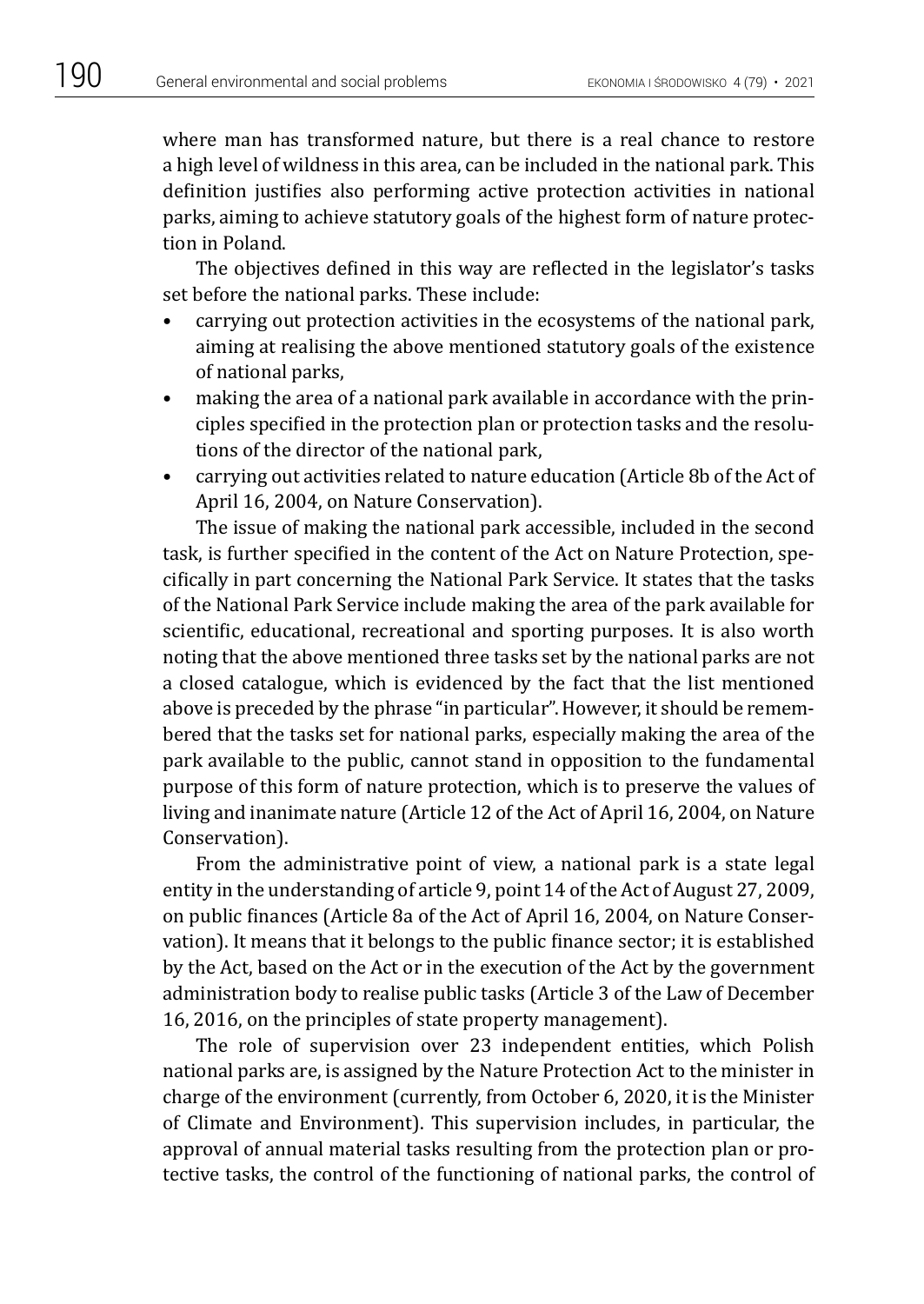where man has transformed nature, but there is a real chance to restore a high level of wildness in this area, can be included in the national park. This definition justifies also performing active protection activities in national parks, aiming to achieve statutory goals of the highest form of nature protection in Poland.

The objectives defined in this way are reflected in the legislator's tasks set before the national parks. These include:

- carrying out protection activities in the ecosystems of the national park, aiming at realising the above mentioned statutory goals of the existence of national parks,
- making the area of a national park available in accordance with the principles specified in the protection plan or protection tasks and the resolutions of the director of the national park,
- carrying out activities related to nature education (Article 8b of the Act of April 16, 2004, on Nature Conservation).

The issue of making the national park accessible, included in the second task, is further specified in the content of the Act on Nature Protection, specifically in part concerning the National Park Service. It states that the tasks of the National Park Service include making the area of the park available for scientific, educational, recreational and sporting purposes. It is also worth noting that the above mentioned three tasks set by the national parks are not a closed catalogue, which is evidenced by the fact that the list mentioned above is preceded by the phrase "in particular". However, it should be remembered that the tasks set for national parks, especially making the area of the park available to the public, cannot stand in opposition to the fundamental purpose of this form of nature protection, which is to preserve the values of living and inanimate nature (Article 12 of the Act of April 16, 2004, on Nature Conservation).

From the administrative point of view, a national park is a state legal entity in the understanding of article 9, point 14 of the Act of August 27, 2009, on public finances (Article 8a of the Act of April 16, 2004, on Nature Conservation). It means that it belongs to the public finance sector; it is established by the Act, based on the Act or in the execution of the Act by the government administration body to realise public tasks (Article 3 of the Law of December 16, 2016, on the principles of state property management).

The role of supervision over 23 independent entities, which Polish national parks are, is assigned by the Nature Protection Act to the minister in charge of the environment (currently, from October 6, 2020, it is the Minister of Climate and Environment). This supervision includes, in particular, the approval of annual material tasks resulting from the protection plan or protective tasks, the control of the functioning of national parks, the control of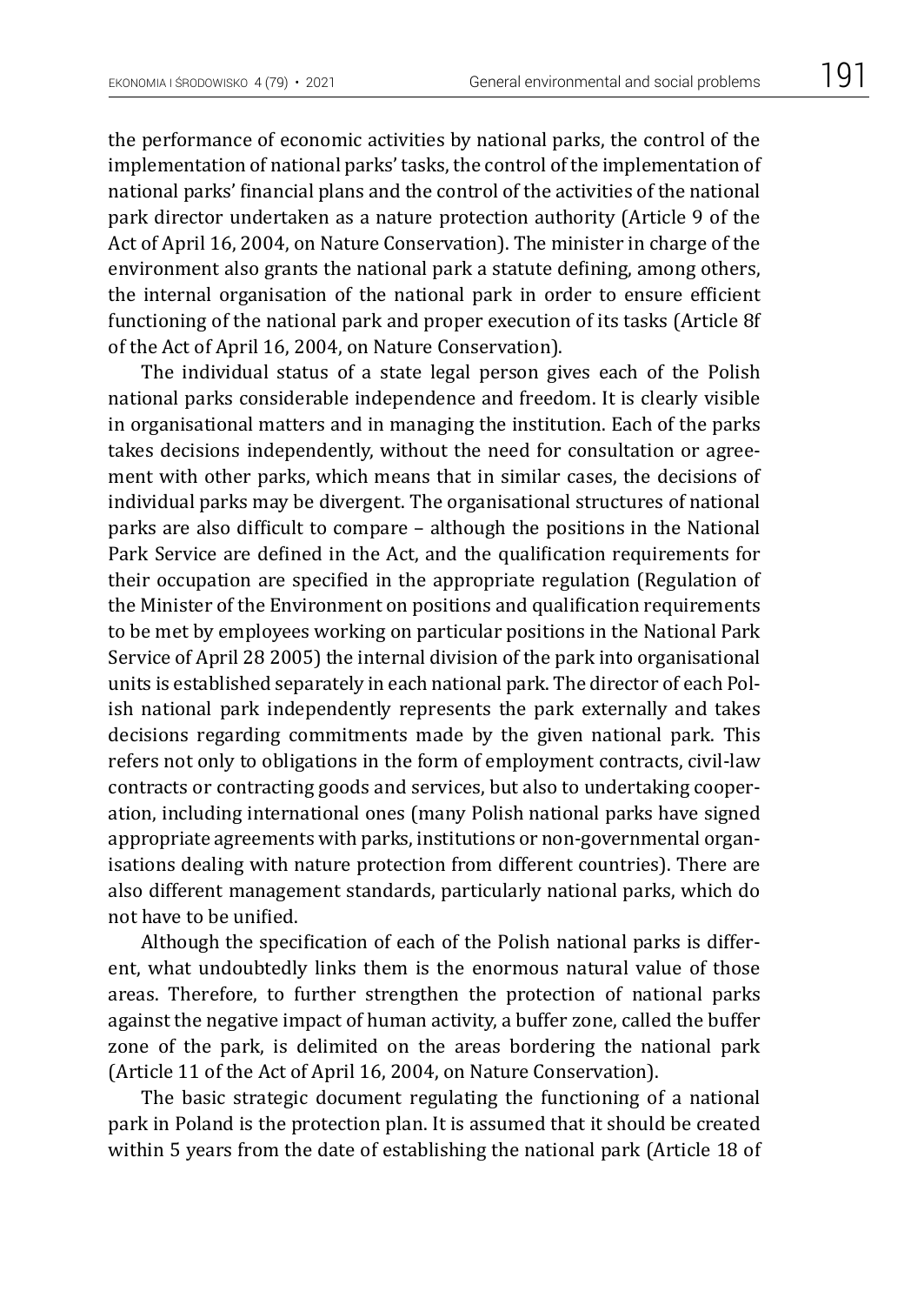the performance of economic activities by national parks, the control of the implementation of national parks' tasks, the control of the implementation of national parks' financial plans and the control of the activities of the national park director undertaken as a nature protection authority (Article 9 of the Act of April 16, 2004, on Nature Conservation). The minister in charge of the environment also grants the national park a statute defining, among others, the internal organisation of the national park in order to ensure efficient functioning of the national park and proper execution of its tasks (Article 8f of the Act of April 16, 2004, on Nature Conservation).

The individual status of a state legal person gives each of the Polish national parks considerable independence and freedom. It is clearly visible in organisational matters and in managing the institution. Each of the parks takes decisions independently, without the need for consultation or agreement with other parks, which means that in similar cases, the decisions of individual parks may be divergent. The organisational structures of national parks are also difficult to compare – although the positions in the National Park Service are defined in the Act, and the qualification requirements for their occupation are specified in the appropriate regulation (Regulation of the Minister of the Environment on positions and qualification requirements to be met by employees working on particular positions in the National Park Service of April 28 2005) the internal division of the park into organisational units is established separately in each national park. The director of each Polish national park independently represents the park externally and takes decisions regarding commitments made by the given national park. This refers not only to obligations in the form of employment contracts, civil-law contracts or contracting goods and services, but also to undertaking cooperation, including international ones (many Polish national parks have signed appropriate agreements with parks, institutions or non-governmental organisations dealing with nature protection from different countries). There are also different management standards, particularly national parks, which do not have to be unified.

Although the specification of each of the Polish national parks is different, what undoubtedly links them is the enormous natural value of those areas. Therefore, to further strengthen the protection of national parks against the negative impact of human activity, a buffer zone, called the buffer zone of the park, is delimited on the areas bordering the national park (Article 11 of the Act of April 16, 2004, on Nature Conservation).

The basic strategic document regulating the functioning of a national park in Poland is the protection plan. It is assumed that it should be created within 5 years from the date of establishing the national park (Article 18 of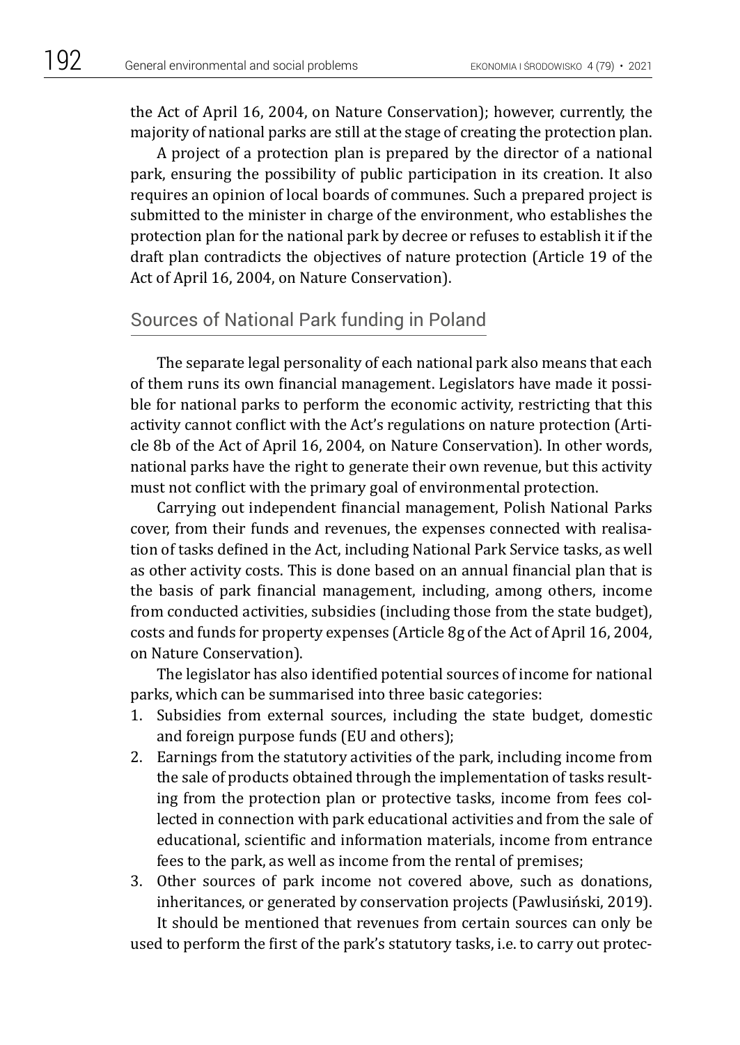the Act of April 16, 2004, on Nature Conservation); however, currently, the majority of national parks are still at the stage of creating the protection plan.

A project of a protection plan is prepared by the director of a national park, ensuring the possibility of public participation in its creation. It also requires an opinion of local boards of communes. Such a prepared project is submitted to the minister in charge of the environment, who establishes the protection plan for the national park by decree or refuses to establish it if the draft plan contradicts the objectives of nature protection (Article 19 of the Act of April 16, 2004, on Nature Conservation).

## Sources of National Park funding in Poland

The separate legal personality of each national park also means that each of them runs its own financial management. Legislators have made it possible for national parks to perform the economic activity, restricting that this activity cannot conflict with the Act's regulations on nature protection (Article 8b of the Act of April 16, 2004, on Nature Conservation). In other words, national parks have the right to generate their own revenue, but this activity must not conflict with the primary goal of environmental protection.

Carrying out independent financial management, Polish National Parks cover, from their funds and revenues, the expenses connected with realisation of tasks defined in the Act, including National Park Service tasks, as well as other activity costs. This is done based on an annual financial plan that is the basis of park financial management, including, among others, income from conducted activities, subsidies (including those from the state budget), costs and funds for property expenses (Article 8g of the Act of April 16, 2004, on Nature Conservation).

The legislator has also identified potential sources of income for national parks, which can be summarised into three basic categories:

1. Subsidies from external sources, including the state budget, domestic and foreign purpose funds (EU and others);
2. Earnings from the statutory activities of the park, including income from the sale of products obtained through the implementation of tasks resulting from the protection plan or protective tasks, income from fees collected in connection with park educational activities and from the sale of educational, scientific and information materials, income from entrance fees to the park, as well as income from the rental of premises;
3. Other sources of park income not covered above, such as donations, inheritances, or generated by conservation projects (Pawlusiński, 2019).

It should be mentioned that revenues from certain sources can only be used to perform the first of the park's statutory tasks, i.e. to carry out protec-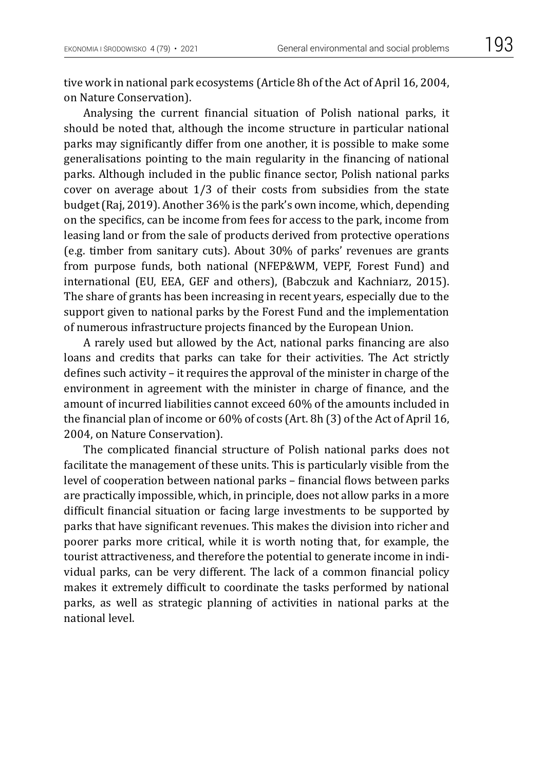tive work in national park ecosystems (Article 8h of the Act of April 16, 2004, on Nature Conservation).

Analysing the current financial situation of Polish national parks, it should be noted that, although the income structure in particular national parks may significantly differ from one another, it is possible to make some generalisations pointing to the main regularity in the financing of national parks. Although included in the public finance sector, Polish national parks cover on average about 1/3 of their costs from subsidies from the state budget (Raj, 2019). Another 36% is the park's own income, which, depending on the specifics, can be income from fees for access to the park, income from leasing land or from the sale of products derived from protective operations (e.g. timber from sanitary cuts). About 30% of parks' revenues are grants from purpose funds, both national (NFEP&WM, VEPF, Forest Fund) and international (EU, EEA, GEF and others), (Babczuk and Kachniarz, 2015). The share of grants has been increasing in recent years, especially due to the support given to national parks by the Forest Fund and the implementation of numerous infrastructure projects financed by the European Union.

A rarely used but allowed by the Act, national parks financing are also loans and credits that parks can take for their activities. The Act strictly defines such activity – it requires the approval of the minister in charge of the environment in agreement with the minister in charge of finance, and the amount of incurred liabilities cannot exceed 60% of the amounts included in the financial plan of income or 60% of costs (Art. 8h (3) of the Act of April 16, 2004, on Nature Conservation).

The complicated financial structure of Polish national parks does not facilitate the management of these units. This is particularly visible from the level of cooperation between national parks – financial flows between parks are practically impossible, which, in principle, does not allow parks in a more difficult financial situation or facing large investments to be supported by parks that have significant revenues. This makes the division into richer and poorer parks more critical, while it is worth noting that, for example, the tourist attractiveness, and therefore the potential to generate income in individual parks, can be very different. The lack of a common financial policy makes it extremely difficult to coordinate the tasks performed by national parks, as well as strategic planning of activities in national parks at the national level.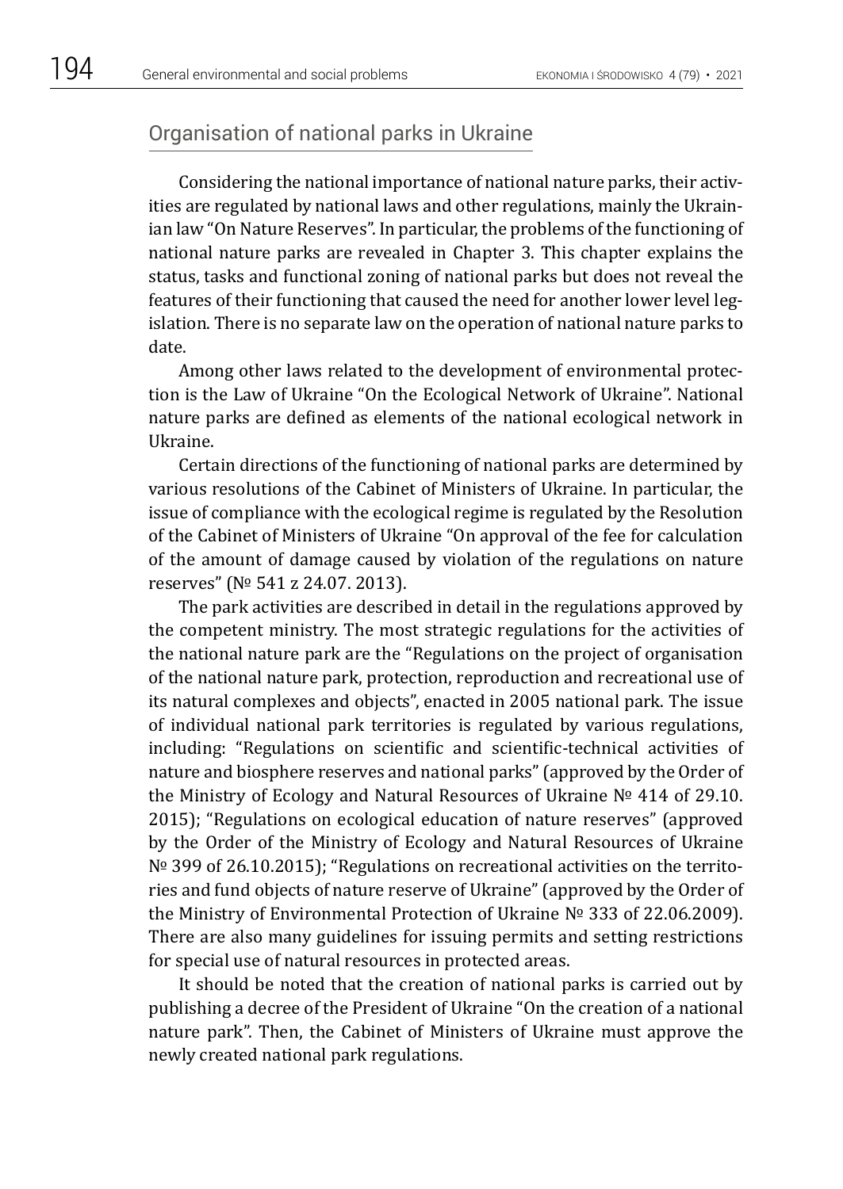## Organisation of national parks in Ukraine

Considering the national importance of national nature parks, their activities are regulated by national laws and other regulations, mainly the Ukrainian law "On Nature Reserves". In particular, the problems of the functioning of national nature parks are revealed in Chapter 3. This chapter explains the status, tasks and functional zoning of national parks but does not reveal the features of their functioning that caused the need for another lower level legislation. There is no separate law on the operation of national nature parks to date.

Among other laws related to the development of environmental protection is the Law of Ukraine "On the Ecological Network of Ukraine". National nature parks are defined as elements of the national ecological network in Ukraine.

Certain directions of the functioning of national parks are determined by various resolutions of the Cabinet of Ministers of Ukraine. In particular, the issue of compliance with the ecological regime is regulated by the Resolution of the Cabinet of Ministers of Ukraine "On approval of the fee for calculation of the amount of damage caused by violation of the regulations on nature reserves" (№ 541 z 24.07. 2013).

The park activities are described in detail in the regulations approved by the competent ministry. The most strategic regulations for the activities of the national nature park are the "Regulations on the project of organisation of the national nature park, protection, reproduction and recreational use of its natural complexes and objects", enacted in 2005 national park. The issue of individual national park territories is regulated by various regulations, including: "Regulations on scientific and scientific-technical activities of nature and biosphere reserves and national parks" (approved by the Order of the Ministry of Ecology and Natural Resources of Ukraine № 414 of 29.10. 2015); "Regulations on ecological education of nature reserves" (approved by the Order of the Ministry of Ecology and Natural Resources of Ukraine № 399 of 26.10.2015); "Regulations on recreational activities on the territories and fund objects of nature reserve of Ukraine" (approved by the Order of the Ministry of Environmental Protection of Ukraine № 333 of 22.06.2009). There are also many guidelines for issuing permits and setting restrictions for special use of natural resources in protected areas.

It should be noted that the creation of national parks is carried out by publishing a decree of the President of Ukraine "On the creation of a national nature park". Then, the Cabinet of Ministers of Ukraine must approve the newly created national park regulations.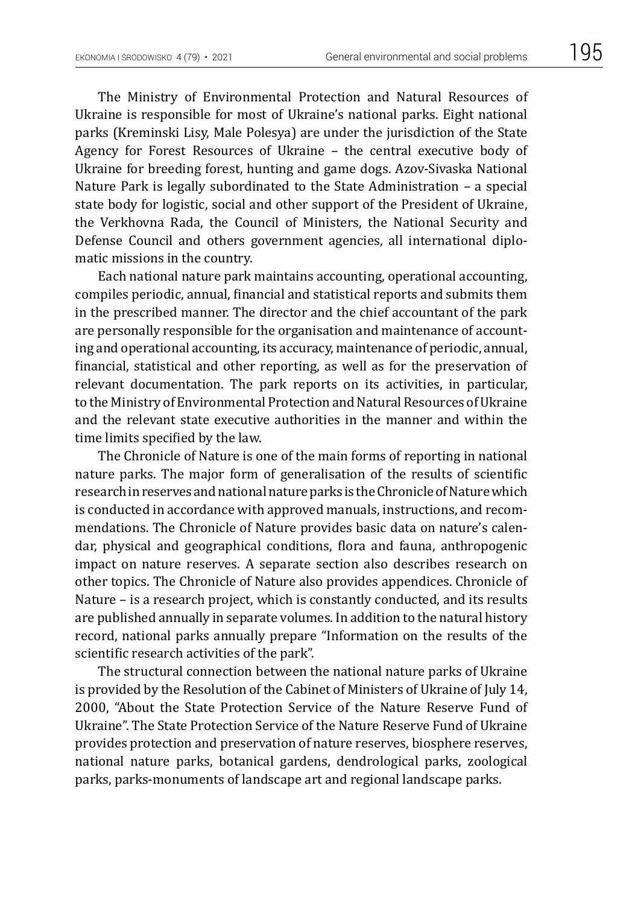The Ministry of Environmental Protection and Natural Resources of Ukraine is responsible for most of Ukraine's national parks. Eight national parks (Kreminski Lisy, Male Polesya) are under the jurisdiction of the State Agency for Forest Resources of Ukraine – the central executive body of Ukraine for breeding forest, hunting and game dogs. Azov-Sivaska National Nature Park is legally subordinated to the State Administration – a special state body for logistic, social and other support of the President of Ukraine, the Verkhovna Rada, the Council of Ministers, the National Security and Defense Council and others government agencies, all international diplomatic missions in the country.

Each national nature park maintains accounting, operational accounting, compiles periodic, annual, financial and statistical reports and submits them in the prescribed manner. The director and the chief accountant of the park are personally responsible for the organisation and maintenance of accounting and operational accounting, its accuracy, maintenance of periodic, annual, financial, statistical and other reporting, as well as for the preservation of relevant documentation. The park reports on its activities, in particular, to the Ministry of Environmental Protection and Natural Resources of Ukraine and the relevant state executive authorities in the manner and within the time limits specified by the law.

The Chronicle of Nature is one of the main forms of reporting in national nature parks. The major form of generalisation of the results of scientific research in reserves and national nature parks is the Chronicle of Nature which is conducted in accordance with approved manuals, instructions, and recommendations. The Chronicle of Nature provides basic data on nature's calendar, physical and geographical conditions, flora and fauna, anthropogenic impact on nature reserves. A separate section also describes research on other topics. The Chronicle of Nature also provides appendices. Chronicle of Nature – is a research project, which is constantly conducted, and its results are published annually in separate volumes. In addition to the natural history record, national parks annually prepare "Information on the results of the scientific research activities of the park".

The structural connection between the national nature parks of Ukraine is provided by the Resolution of the Cabinet of Ministers of Ukraine of July 14, 2000, "About the State Protection Service of the Nature Reserve Fund of Ukraine". The State Protection Service of the Nature Reserve Fund of Ukraine provides protection and preservation of nature reserves, biosphere reserves, national nature parks, botanical gardens, dendrological parks, zoological parks, parks-monuments of landscape art and regional landscape parks.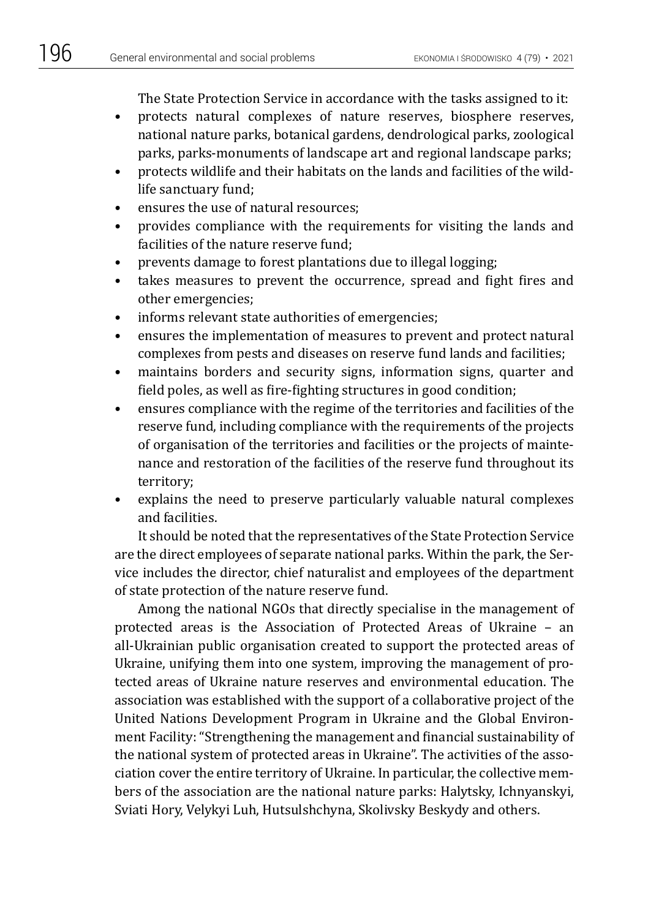The State Protection Service in accordance with the tasks assigned to it:

- protects natural complexes of nature reserves, biosphere reserves, national nature parks, botanical gardens, dendrological parks, zoological parks, parks-monuments of landscape art and regional landscape parks;
- protects wildlife and their habitats on the lands and facilities of the wildlife sanctuary fund;
- ensures the use of natural resources;
- provides compliance with the requirements for visiting the lands and facilities of the nature reserve fund;
- prevents damage to forest plantations due to illegal logging;
- takes measures to prevent the occurrence, spread and fight fires and other emergencies;
- informs relevant state authorities of emergencies;
- ensures the implementation of measures to prevent and protect natural complexes from pests and diseases on reserve fund lands and facilities;
- maintains borders and security signs, information signs, quarter and field poles, as well as fire-fighting structures in good condition;
- ensures compliance with the regime of the territories and facilities of the reserve fund, including compliance with the requirements of the projects of organisation of the territories and facilities or the projects of maintenance and restoration of the facilities of the reserve fund throughout its territory;
- explains the need to preserve particularly valuable natural complexes and facilities.

It should be noted that the representatives of the State Protection Service are the direct employees of separate national parks. Within the park, the Service includes the director, chief naturalist and employees of the department of state protection of the nature reserve fund.

Among the national NGOs that directly specialise in the management of protected areas is the Association of Protected Areas of Ukraine – an all-Ukrainian public organisation created to support the protected areas of Ukraine, unifying them into one system, improving the management of protected areas of Ukraine nature reserves and environmental education. The association was established with the support of a collaborative project of the United Nations Development Program in Ukraine and the Global Environment Facility: "Strengthening the management and financial sustainability of the national system of protected areas in Ukraine". The activities of the association cover the entire territory of Ukraine. In particular, the collective members of the association are the national nature parks: Halytsky, Ichnyanskyi, Sviati Hory, Velykyi Luh, Hutsulshchyna, Skolivsky Beskydy and others.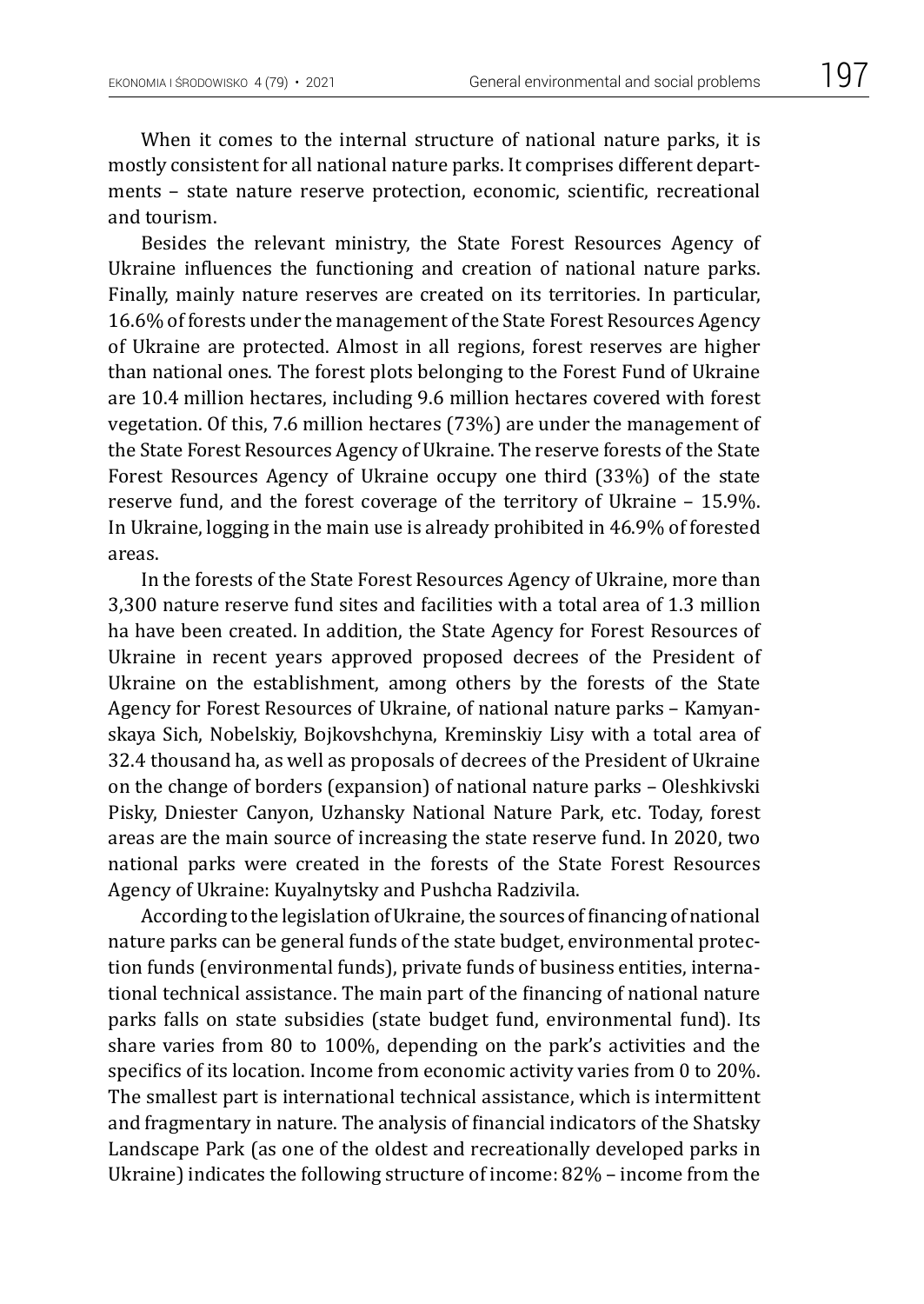When it comes to the internal structure of national nature parks, it is mostly consistent for all national nature parks. It comprises different departments – state nature reserve protection, economic, scientific, recreational and tourism.

Besides the relevant ministry, the State Forest Resources Agency of Ukraine influences the functioning and creation of national nature parks. Finally, mainly nature reserves are created on its territories. In particular, 16.6% of forests under the management of the State Forest Resources Agency of Ukraine are protected. Almost in all regions, forest reserves are higher than national ones. The forest plots belonging to the Forest Fund of Ukraine are 10.4 million hectares, including 9.6 million hectares covered with forest vegetation. Of this, 7.6 million hectares (73%) are under the management of the State Forest Resources Agency of Ukraine. The reserve forests of the State Forest Resources Agency of Ukraine occupy one third (33%) of the state reserve fund, and the forest coverage of the territory of Ukraine – 15.9%. In Ukraine, logging in the main use is already prohibited in 46.9% of forested areas.

In the forests of the State Forest Resources Agency of Ukraine, more than 3,300 nature reserve fund sites and facilities with a total area of 1.3 million ha have been created. In addition, the State Agency for Forest Resources of Ukraine in recent years approved proposed decrees of the President of Ukraine on the establishment, among others by the forests of the State Agency for Forest Resources of Ukraine, of national nature parks – Kamyanskaya Sich, Nobelskiy, Bojkovshchyna, Kreminskiy Lisy with a total area of 32.4 thousand ha, as well as proposals of decrees of the President of Ukraine on the change of borders (expansion) of national nature parks – Oleshkivski Pisky, Dniester Canyon, Uzhansky National Nature Park, etc. Today, forest areas are the main source of increasing the state reserve fund. In 2020, two national parks were created in the forests of the State Forest Resources Agency of Ukraine: Kuyalnytsky and Pushcha Radzivila.

According to the legislation of Ukraine, the sources of financing of national nature parks can be general funds of the state budget, environmental protection funds (environmental funds), private funds of business entities, international technical assistance. The main part of the financing of national nature parks falls on state subsidies (state budget fund, environmental fund). Its share varies from 80 to 100%, depending on the park's activities and the specifics of its location. Income from economic activity varies from 0 to 20%. The smallest part is international technical assistance, which is intermittent and fragmentary in nature. The analysis of financial indicators of the Shatsky Landscape Park (as one of the oldest and recreationally developed parks in Ukraine) indicates the following structure of income: 82% – income from the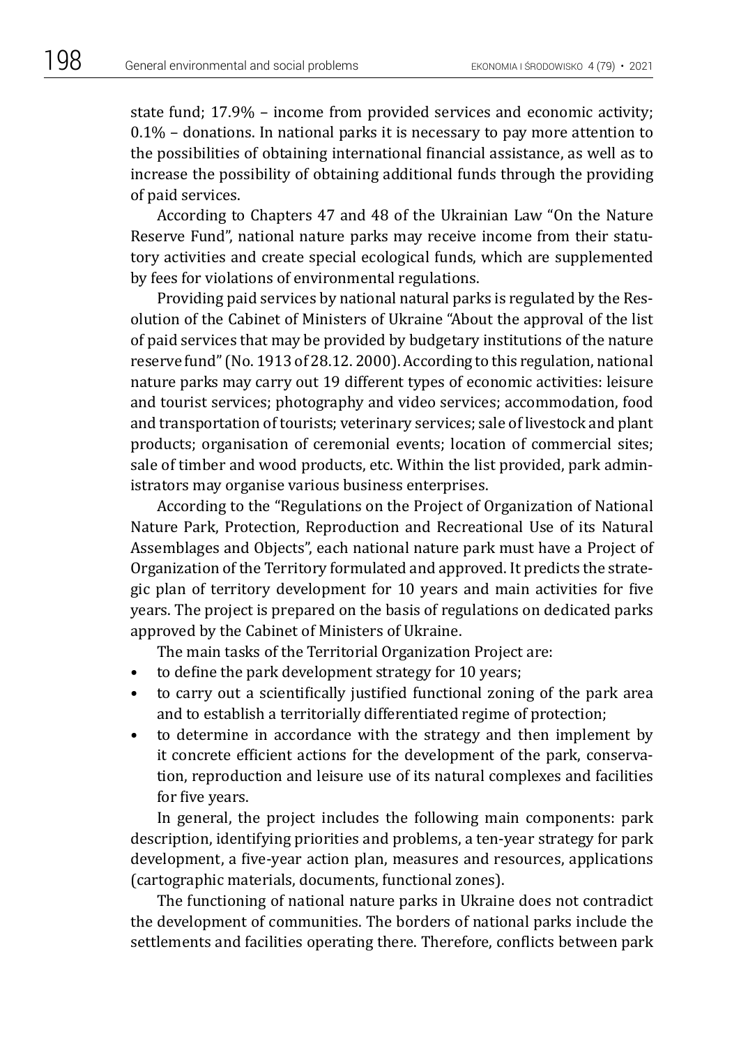state fund; 17.9% – income from provided services and economic activity; 0.1% – donations. In national parks it is necessary to pay more attention to the possibilities of obtaining international financial assistance, as well as to increase the possibility of obtaining additional funds through the providing of paid services.

According to Chapters 47 and 48 of the Ukrainian Law "On the Nature Reserve Fund", national nature parks may receive income from their statutory activities and create special ecological funds, which are supplemented by fees for violations of environmental regulations.

Providing paid services by national natural parks is regulated by the Resolution of the Cabinet of Ministers of Ukraine "About the approval of the list of paid services that may be provided by budgetary institutions of the nature reserve fund" (No. 1913 of 28.12. 2000). According to this regulation, national nature parks may carry out 19 different types of economic activities: leisure and tourist services; photography and video services; accommodation, food and transportation of tourists; veterinary services; sale of livestock and plant products; organisation of ceremonial events; location of commercial sites; sale of timber and wood products, etc. Within the list provided, park administrators may organise various business enterprises.

According to the "Regulations on the Project of Organization of National Nature Park, Protection, Reproduction and Recreational Use of its Natural Assemblages and Objects", each national nature park must have a Project of Organization of the Territory formulated and approved. It predicts the strategic plan of territory development for 10 years and main activities for five years. The project is prepared on the basis of regulations on dedicated parks approved by the Cabinet of Ministers of Ukraine.

The main tasks of the Territorial Organization Project are:

- to define the park development strategy for 10 years;
- to carry out a scientifically justified functional zoning of the park area and to establish a territorially differentiated regime of protection;
- to determine in accordance with the strategy and then implement by it concrete efficient actions for the development of the park, conservation, reproduction and leisure use of its natural complexes and facilities for five years.

In general, the project includes the following main components: park description, identifying priorities and problems, a ten-year strategy for park development, a five-year action plan, measures and resources, applications (cartographic materials, documents, functional zones).

The functioning of national nature parks in Ukraine does not contradict the development of communities. The borders of national parks include the settlements and facilities operating there. Therefore, conflicts between park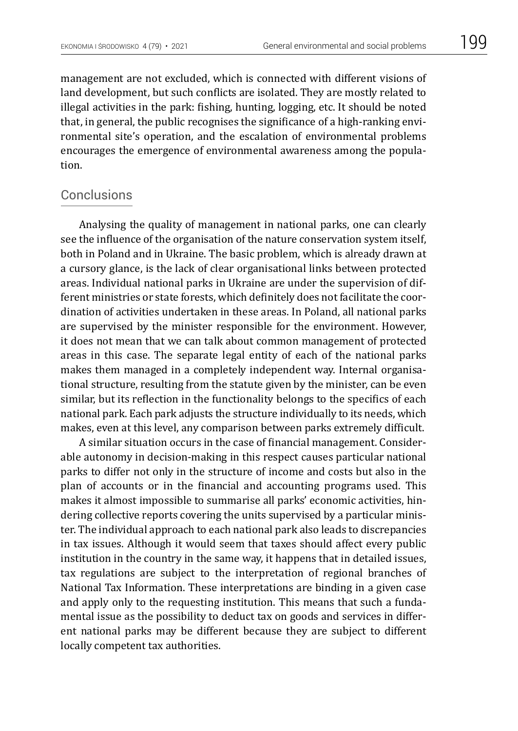management are not excluded, which is connected with different visions of land development, but such conflicts are isolated. They are mostly related to illegal activities in the park: fishing, hunting, logging, etc. It should be noted that, in general, the public recognises the significance of a high-ranking environmental site's operation, and the escalation of environmental problems encourages the emergence of environmental awareness among the population.

## Conclusions

Analysing the quality of management in national parks, one can clearly see the influence of the organisation of the nature conservation system itself, both in Poland and in Ukraine. The basic problem, which is already drawn at a cursory glance, is the lack of clear organisational links between protected areas. Individual national parks in Ukraine are under the supervision of different ministries or state forests, which definitely does not facilitate the coordination of activities undertaken in these areas. In Poland, all national parks are supervised by the minister responsible for the environment. However, it does not mean that we can talk about common management of protected areas in this case. The separate legal entity of each of the national parks makes them managed in a completely independent way. Internal organisational structure, resulting from the statute given by the minister, can be even similar, but its reflection in the functionality belongs to the specifics of each national park. Each park adjusts the structure individually to its needs, which makes, even at this level, any comparison between parks extremely difficult.

A similar situation occurs in the case of financial management. Considerable autonomy in decision-making in this respect causes particular national parks to differ not only in the structure of income and costs but also in the plan of accounts or in the financial and accounting programs used. This makes it almost impossible to summarise all parks' economic activities, hindering collective reports covering the units supervised by a particular minister. The individual approach to each national park also leads to discrepancies in tax issues. Although it would seem that taxes should affect every public institution in the country in the same way, it happens that in detailed issues, tax regulations are subject to the interpretation of regional branches of National Tax Information. These interpretations are binding in a given case and apply only to the requesting institution. This means that such a fundamental issue as the possibility to deduct tax on goods and services in different national parks may be different because they are subject to different locally competent tax authorities.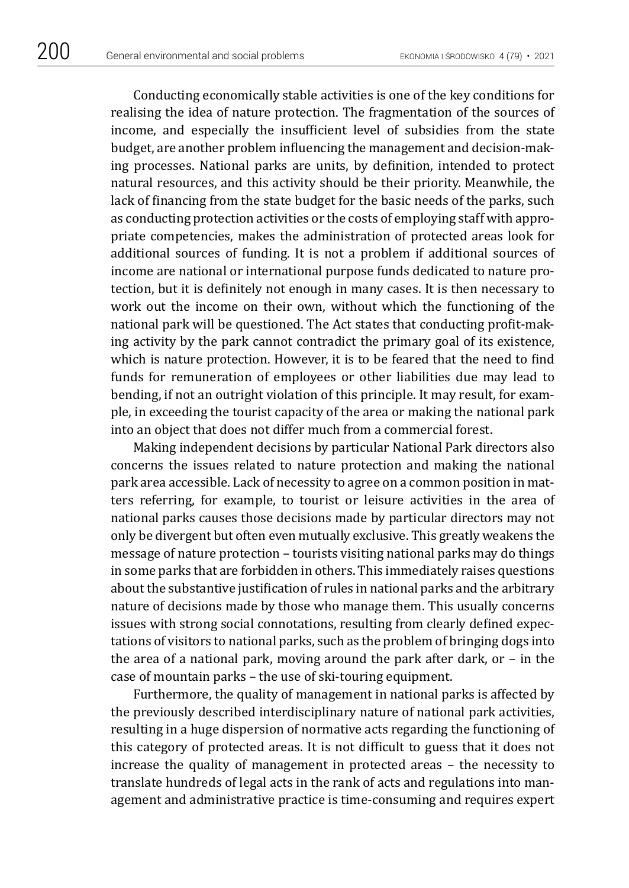Conducting economically stable activities is one of the key conditions for realising the idea of nature protection. The fragmentation of the sources of income, and especially the insufficient level of subsidies from the state budget, are another problem influencing the management and decision-making processes. National parks are units, by definition, intended to protect natural resources, and this activity should be their priority. Meanwhile, the lack of financing from the state budget for the basic needs of the parks, such as conducting protection activities or the costs of employing staff with appropriate competencies, makes the administration of protected areas look for additional sources of funding. It is not a problem if additional sources of income are national or international purpose funds dedicated to nature protection, but it is definitely not enough in many cases. It is then necessary to work out the income on their own, without which the functioning of the national park will be questioned. The Act states that conducting profit-making activity by the park cannot contradict the primary goal of its existence, which is nature protection. However, it is to be feared that the need to find funds for remuneration of employees or other liabilities due may lead to bending, if not an outright violation of this principle. It may result, for example, in exceeding the tourist capacity of the area or making the national park into an object that does not differ much from a commercial forest.

Making independent decisions by particular National Park directors also concerns the issues related to nature protection and making the national park area accessible. Lack of necessity to agree on a common position in matters referring, for example, to tourist or leisure activities in the area of national parks causes those decisions made by particular directors may not only be divergent but often even mutually exclusive. This greatly weakens the message of nature protection – tourists visiting national parks may do things in some parks that are forbidden in others. This immediately raises questions about the substantive justification of rules in national parks and the arbitrary nature of decisions made by those who manage them. This usually concerns issues with strong social connotations, resulting from clearly defined expectations of visitors to national parks, such as the problem of bringing dogs into the area of a national park, moving around the park after dark, or – in the case of mountain parks – the use of ski-touring equipment.

Furthermore, the quality of management in national parks is affected by the previously described interdisciplinary nature of national park activities, resulting in a huge dispersion of normative acts regarding the functioning of this category of protected areas. It is not difficult to guess that it does not increase the quality of management in protected areas – the necessity to translate hundreds of legal acts in the rank of acts and regulations into management and administrative practice is time-consuming and requires expert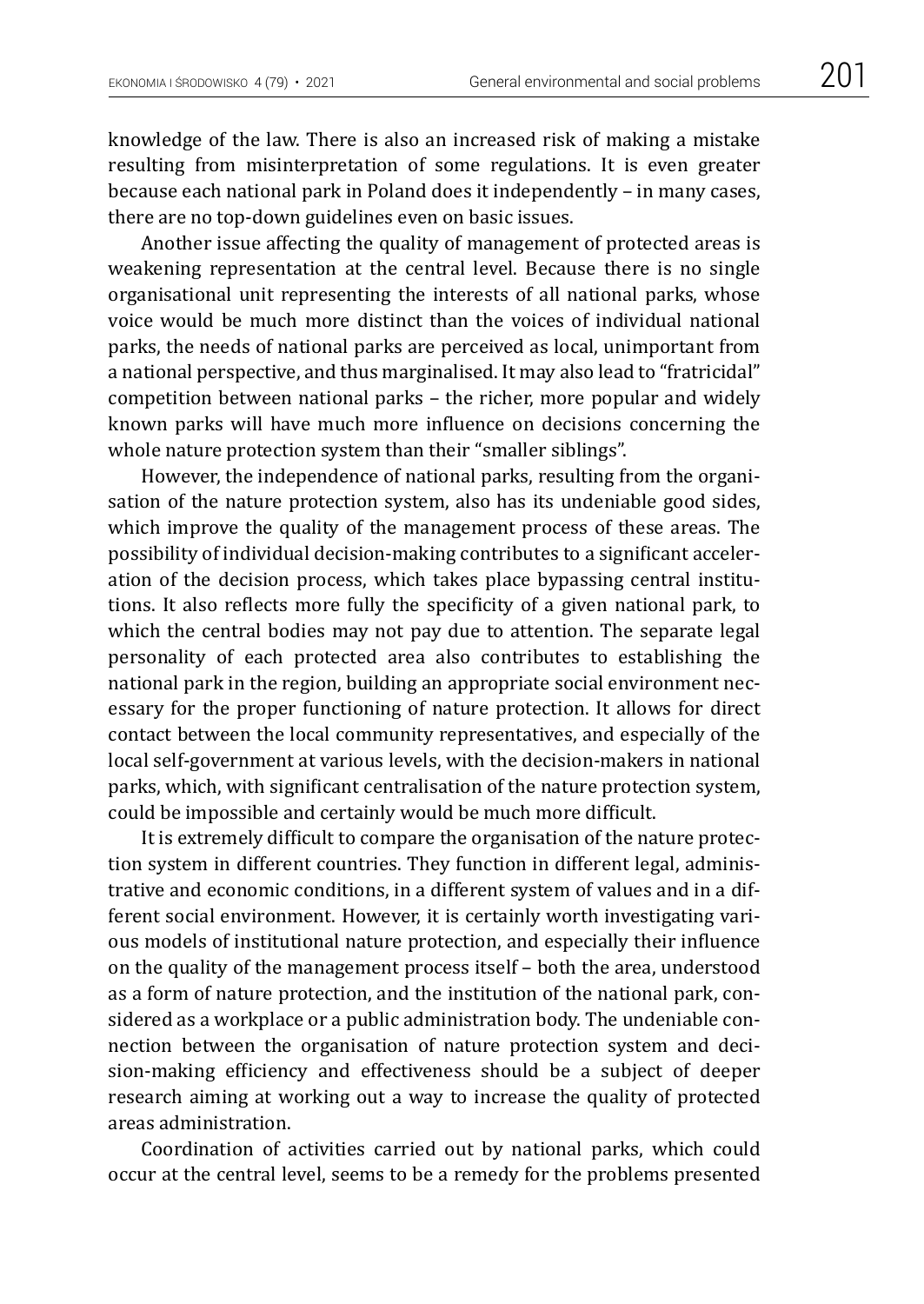knowledge of the law. There is also an increased risk of making a mistake resulting from misinterpretation of some regulations. It is even greater because each national park in Poland does it independently – in many cases, there are no top-down guidelines even on basic issues.

Another issue affecting the quality of management of protected areas is weakening representation at the central level. Because there is no single organisational unit representing the interests of all national parks, whose voice would be much more distinct than the voices of individual national parks, the needs of national parks are perceived as local, unimportant from a national perspective, and thus marginalised. It may also lead to "fratricidal" competition between national parks – the richer, more popular and widely known parks will have much more influence on decisions concerning the whole nature protection system than their "smaller siblings".

However, the independence of national parks, resulting from the organisation of the nature protection system, also has its undeniable good sides, which improve the quality of the management process of these areas. The possibility of individual decision-making contributes to a significant acceleration of the decision process, which takes place bypassing central institutions. It also reflects more fully the specificity of a given national park, to which the central bodies may not pay due to attention. The separate legal personality of each protected area also contributes to establishing the national park in the region, building an appropriate social environment necessary for the proper functioning of nature protection. It allows for direct contact between the local community representatives, and especially of the local self-government at various levels, with the decision-makers in national parks, which, with significant centralisation of the nature protection system, could be impossible and certainly would be much more difficult.

It is extremely difficult to compare the organisation of the nature protection system in different countries. They function in different legal, administrative and economic conditions, in a different system of values and in a different social environment. However, it is certainly worth investigating various models of institutional nature protection, and especially their influence on the quality of the management process itself – both the area, understood as a form of nature protection, and the institution of the national park, considered as a workplace or a public administration body. The undeniable connection between the organisation of nature protection system and decision-making efficiency and effectiveness should be a subject of deeper research aiming at working out a way to increase the quality of protected areas administration.

Coordination of activities carried out by national parks, which could occur at the central level, seems to be a remedy for the problems presented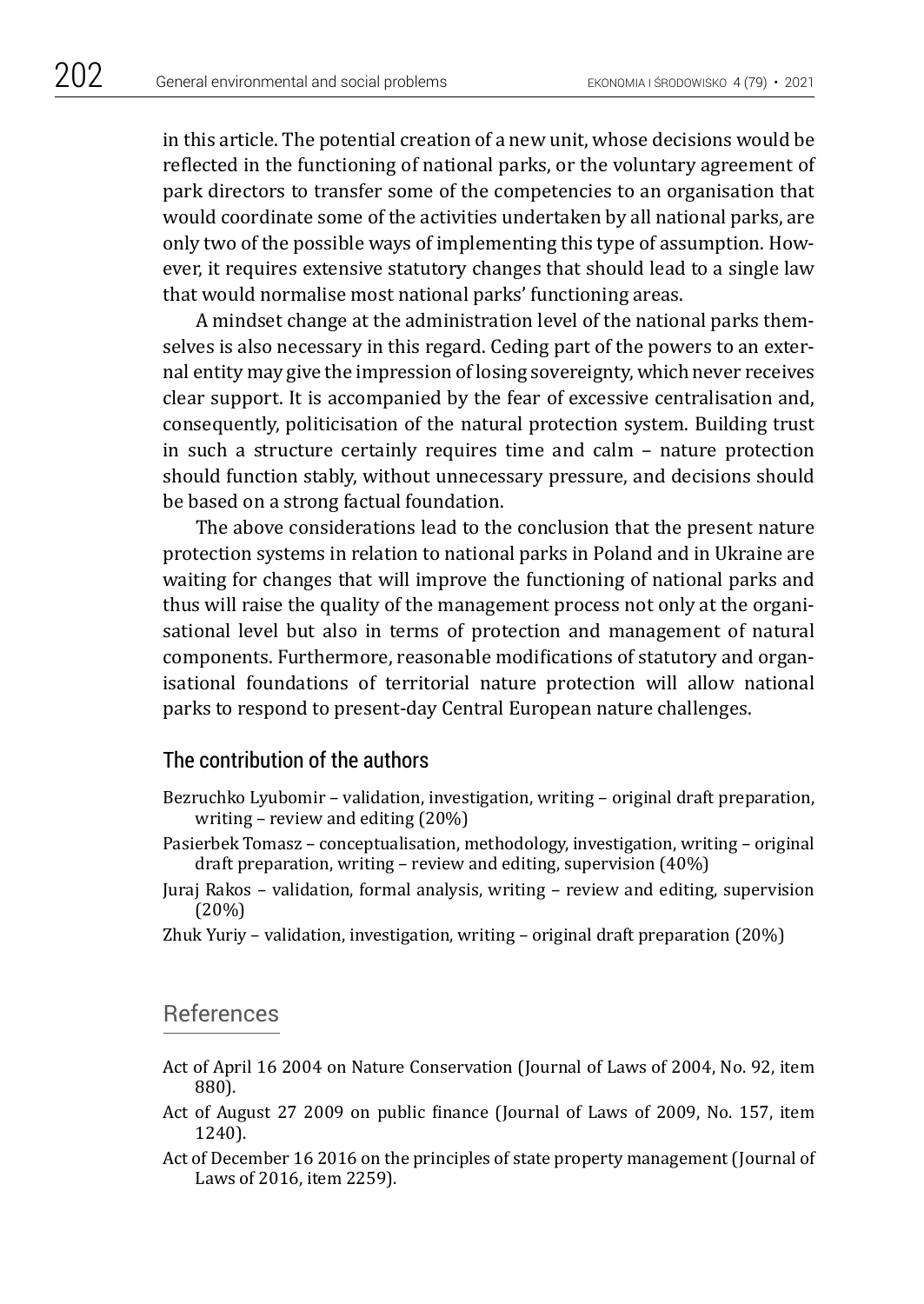in this article. The potential creation of a new unit, whose decisions would be reflected in the functioning of national parks, or the voluntary agreement of park directors to transfer some of the competencies to an organisation that would coordinate some of the activities undertaken by all national parks, are only two of the possible ways of implementing this type of assumption. However, it requires extensive statutory changes that should lead to a single law that would normalise most national parks' functioning areas.

A mindset change at the administration level of the national parks themselves is also necessary in this regard. Ceding part of the powers to an external entity may give the impression of losing sovereignty, which never receives clear support. It is accompanied by the fear of excessive centralisation and, consequently, politicisation of the natural protection system. Building trust in such a structure certainly requires time and calm – nature protection should function stably, without unnecessary pressure, and decisions should be based on a strong factual foundation.

The above considerations lead to the conclusion that the present nature protection systems in relation to national parks in Poland and in Ukraine are waiting for changes that will improve the functioning of national parks and thus will raise the quality of the management process not only at the organisational level but also in terms of protection and management of natural components. Furthermore, reasonable modifications of statutory and organisational foundations of territorial nature protection will allow national parks to respond to present-day Central European nature challenges.

## The contribution of the authors

Bezruchko Lyubomir – validation, investigation, writing – original draft preparation, writing – review and editing (20%)

Pasierbek Tomasz – conceptualisation, methodology, investigation, writing – original draft preparation, writing – review and editing, supervision (40%)

Juraj Rakos – validation, formal analysis, writing – review and editing, supervision (20%)

Zhuk Yuriy – validation, investigation, writing – original draft preparation (20%)

## References

Act of April 16 2004 on Nature Conservation (Journal of Laws of 2004, No. 92, item 880).

Act of August 27 2009 on public finance (Journal of Laws of 2009, No. 157, item 1240).

Act of December 16 2016 on the principles of state property management (Journal of Laws of 2016, item 2259).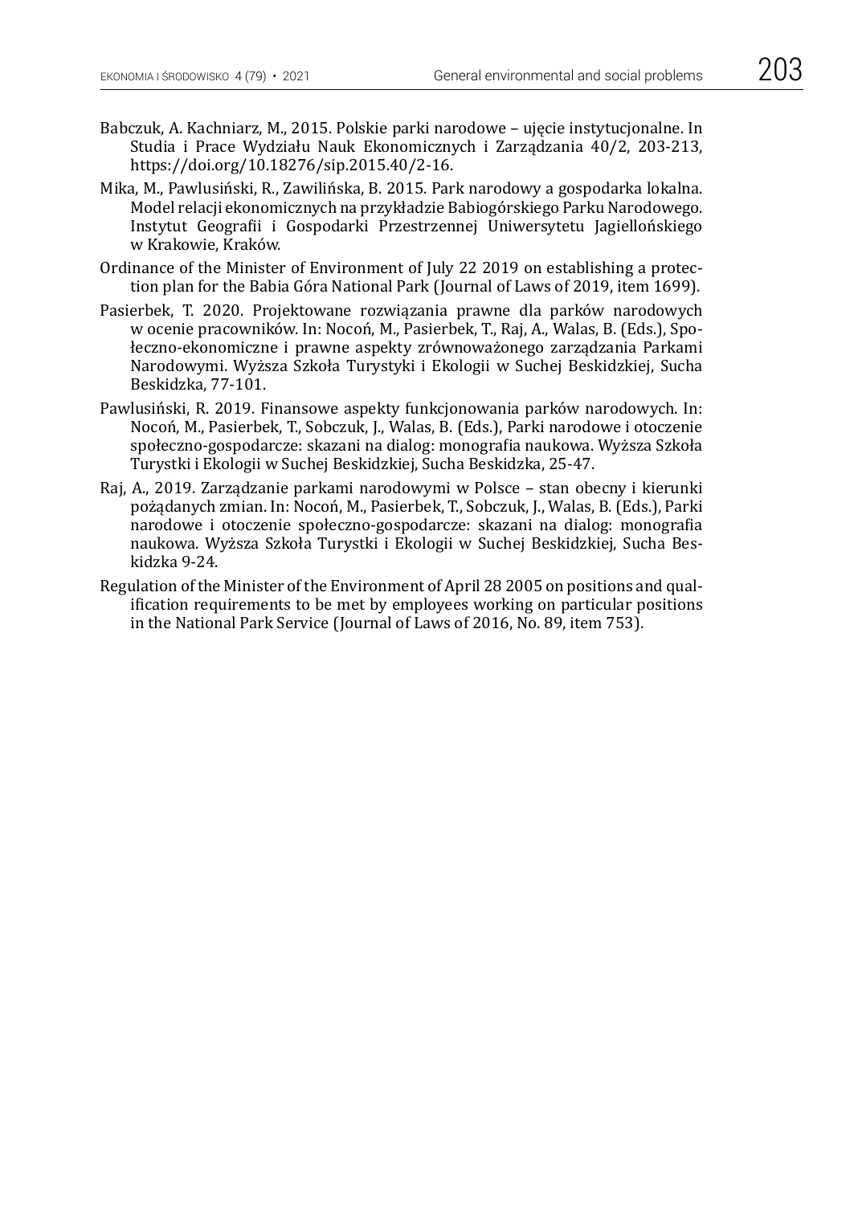Babczuk, A. Kachniarz, M., 2015. Polskie parki narodowe – ujęcie instytucjonalne. In Studia i Prace Wydziału Nauk Ekonomicznych i Zarządzania 40/2, 203-213, https://doi.org/10.18276/sip.2015.40/2-16.

Mika, M., Pawlusiński, R., Zawilińska, B. 2015. Park narodowy a gospodarka lokalna. Model relacji ekonomicznych na przykładzie Babiogórskiego Parku Narodowego. Instytut Geografii i Gospodarki Przestrzennej Uniwersytetu Jagiellońskiego w Krakowie, Kraków.

Ordinance of the Minister of Environment of July 22 2019 on establishing a protection plan for the Babia Góra National Park (Journal of Laws of 2019, item 1699).

Pasierbek, T. 2020. Projektowane rozwiązania prawne dla parków narodowych w ocenie pracowników. In: Nocoń, M., Pasierbek, T., Raj, A., Walas, B. (Eds.), Społeczno-ekonomiczne i prawne aspekty zrównoważonego zarządzania Parkami Narodowymi. Wyższa Szkoła Turystyki i Ekologii w Suchej Beskidzkiej, Sucha Beskidzka, 77-101.

Pawlusiński, R. 2019. Finansowe aspekty funkcjonowania parków narodowych. In: Nocoń, M., Pasierbek, T., Sobczuk, J., Walas, B. (Eds.), Parki narodowe i otoczenie społeczno-gospodarcze: skazani na dialog: monografia naukowa. Wyższa Szkoła Turystki i Ekologii w Suchej Beskidzkiej, Sucha Beskidzka, 25-47.

Raj, A., 2019. Zarządzanie parkami narodowymi w Polsce – stan obecny i kierunki pożądanych zmian. In: Nocoń, M., Pasierbek, T., Sobczuk, J., Walas, B. (Eds.), Parki narodowe i otoczenie społeczno-gospodarcze: skazani na dialog: monografia naukowa. Wyższa Szkoła Turystki i Ekologii w Suchej Beskidzkiej, Sucha Beskidzka 9-24.

Regulation of the Minister of the Environment of April 28 2005 on positions and qualification requirements to be met by employees working on particular positions in the National Park Service (Journal of Laws of 2016, No. 89, item 753).